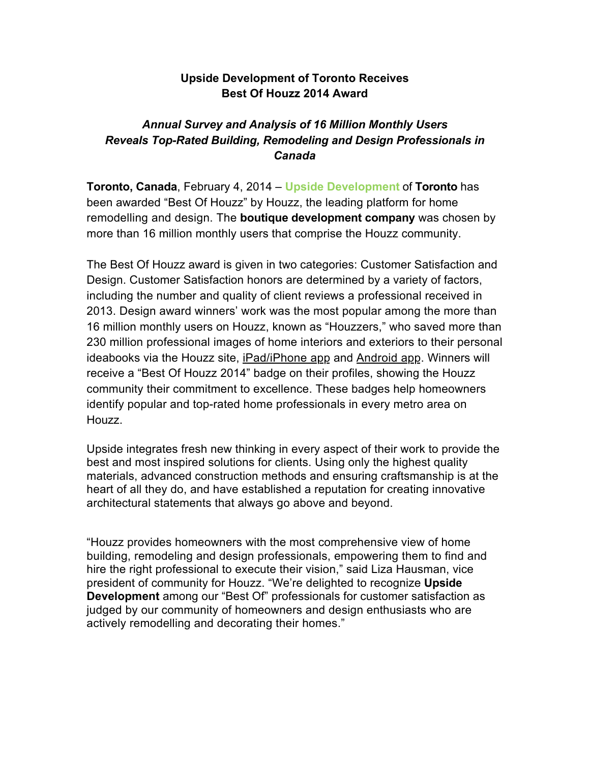**Upside Development of Toronto Receives**
**Best Of Houzz 2014 Award**

***Annual Survey and Analysis of 16 Million Monthly Users***
***Reveals Top-Rated Building, Remodeling and Design Professionals in Canada***

**Toronto, Canada**, February 4, 2014 – **Upside Development** of **Toronto** has been awarded "Best Of Houzz" by Houzz, the leading platform for home remodelling and design. The **boutique development company** was chosen by more than 16 million monthly users that comprise the Houzz community.

The Best Of Houzz award is given in two categories: Customer Satisfaction and Design. Customer Satisfaction honors are determined by a variety of factors, including the number and quality of client reviews a professional received in 2013. Design award winners' work was the most popular among the more than 16 million monthly users on Houzz, known as "Houzzers," who saved more than 230 million professional images of home interiors and exteriors to their personal ideabooks via the Houzz site, iPad/iPhone app and Android app. Winners will receive a "Best Of Houzz 2014" badge on their profiles, showing the Houzz community their commitment to excellence. These badges help homeowners identify popular and top-rated home professionals in every metro area on Houzz.

Upside integrates fresh new thinking in every aspect of their work to provide the best and most inspired solutions for clients. Using only the highest quality materials, advanced construction methods and ensuring craftsmanship is at the heart of all they do, and have established a reputation for creating innovative architectural statements that always go above and beyond.

"Houzz provides homeowners with the most comprehensive view of home building, remodeling and design professionals, empowering them to find and hire the right professional to execute their vision," said Liza Hausman, vice president of community for Houzz. "We're delighted to recognize **Upside Development** among our "Best Of" professionals for customer satisfaction as judged by our community of homeowners and design enthusiasts who are actively remodelling and decorating their homes."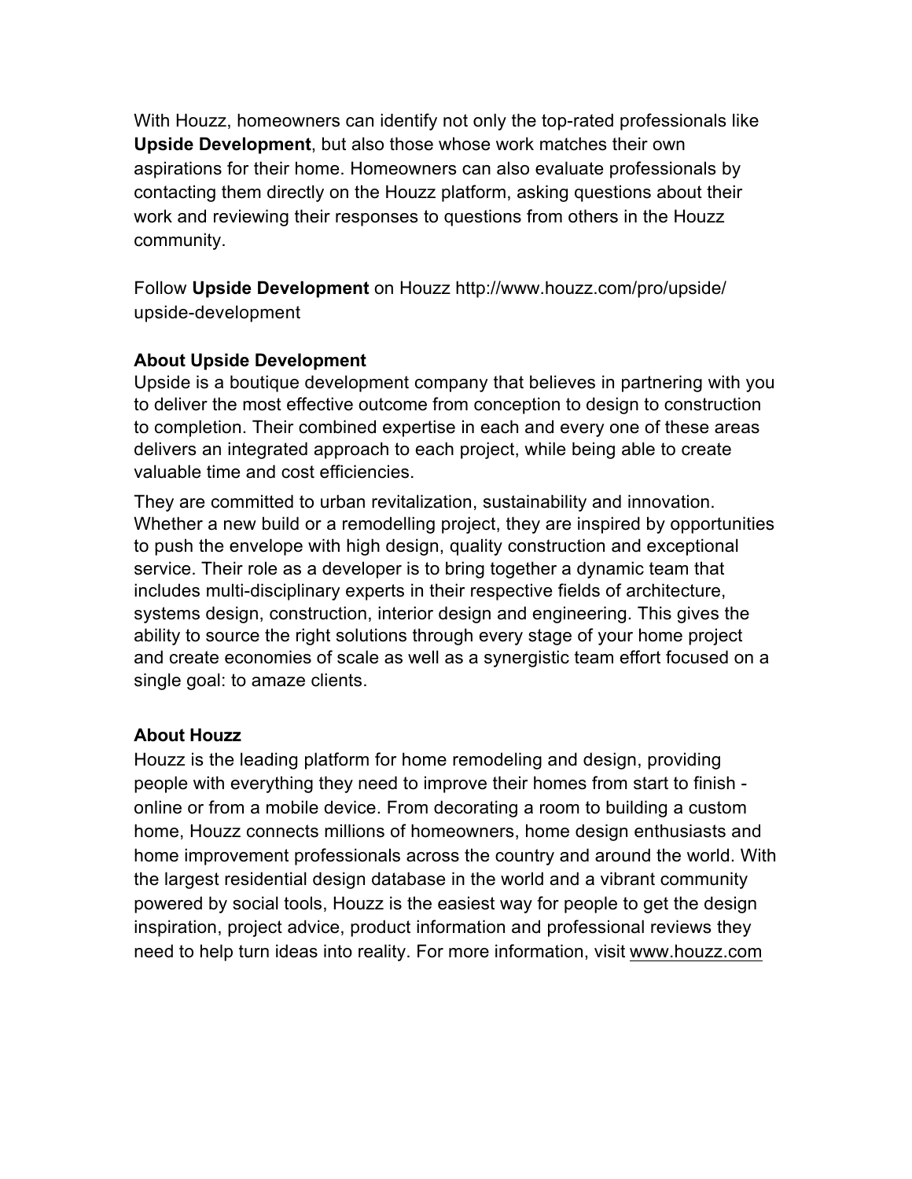With Houzz, homeowners can identify not only the top-rated professionals like **Upside Development**, but also those whose work matches their own aspirations for their home. Homeowners can also evaluate professionals by contacting them directly on the Houzz platform, asking questions about their work and reviewing their responses to questions from others in the Houzz community.

Follow **Upside Development** on Houzz http://www.houzz.com/pro/upside/upside-development

**About Upside Development**

Upside is a boutique development company that believes in partnering with you to deliver the most effective outcome from conception to design to construction to completion. Their combined expertise in each and every one of these areas delivers an integrated approach to each project, while being able to create valuable time and cost efficiencies.

They are committed to urban revitalization, sustainability and innovation. Whether a new build or a remodelling project, they are inspired by opportunities to push the envelope with high design, quality construction and exceptional service. Their role as a developer is to bring together a dynamic team that includes multi-disciplinary experts in their respective fields of architecture, systems design, construction, interior design and engineering. This gives the ability to source the right solutions through every stage of your home project and create economies of scale as well as a synergistic team effort focused on a single goal: to amaze clients.

**About Houzz**

Houzz is the leading platform for home remodeling and design, providing people with everything they need to improve their homes from start to finish - online or from a mobile device. From decorating a room to building a custom home, Houzz connects millions of homeowners, home design enthusiasts and home improvement professionals across the country and around the world. With the largest residential design database in the world and a vibrant community powered by social tools, Houzz is the easiest way for people to get the design inspiration, project advice, product information and professional reviews they need to help turn ideas into reality. For more information, visit www.houzz.com